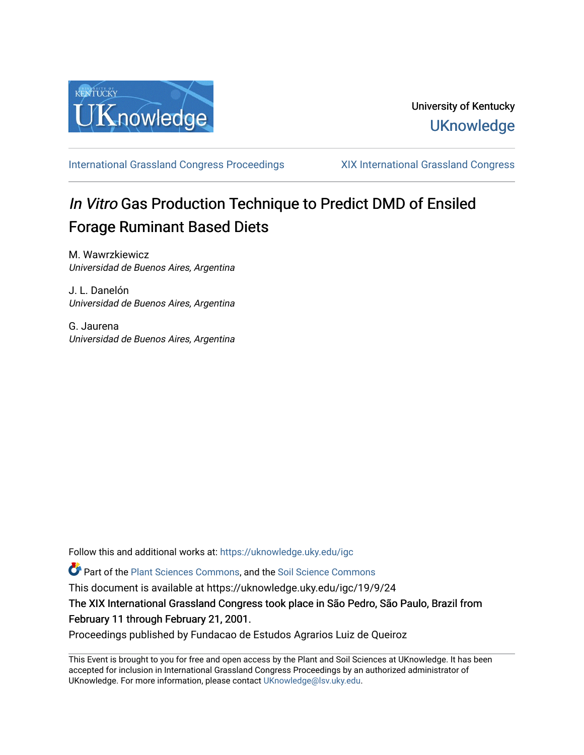University of Kentucky

UKnowledge

International Grassland Congress Proceedings

XIX International Grassland Congress

# *In Vitro* Gas Production Technique to Predict DMD of Ensiled Forage Ruminant Based Diets

M. Wawrzkiewicz
*Universidad de Buenos Aires, Argentina*

J. L. Danelón
*Universidad de Buenos Aires, Argentina*

G. Jaurena
*Universidad de Buenos Aires, Argentina*

Follow this and additional works at: https://uknowledge.uky.edu/igc

Part of the Plant Sciences Commons, and the Soil Science Commons

This document is available at https://uknowledge.uky.edu/igc/19/9/24

The XIX International Grassland Congress took place in São Pedro, São Paulo, Brazil from February 11 through February 21, 2001.

Proceedings published by Fundacao de Estudos Agrarios Luiz de Queiroz

This Event is brought to you for free and open access by the Plant and Soil Sciences at UKnowledge. It has been accepted for inclusion in International Grassland Congress Proceedings by an authorized administrator of UKnowledge. For more information, please contact UKnowledge@lsv.uky.edu.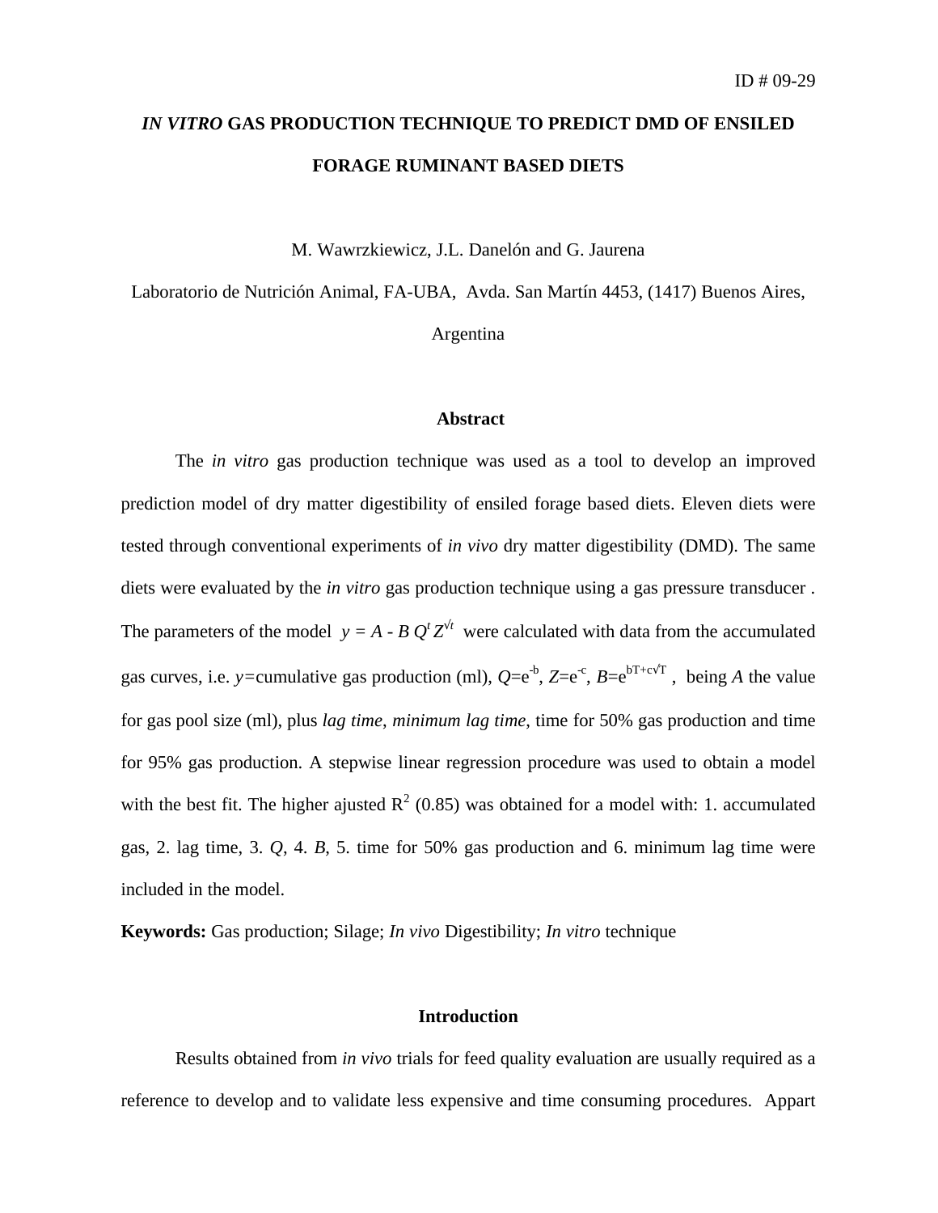ID # 09-29

# *IN VITRO* GAS PRODUCTION TECHNIQUE TO PREDICT DMD OF ENSILED FORAGE RUMINANT BASED DIETS

M. Wawrzkiewicz, J.L. Danelón and G. Jaurena

Laboratorio de Nutrición Animal, FA-UBA, Avda. San Martín 4453, (1417) Buenos Aires, Argentina

## Abstract

The *in vitro* gas production technique was used as a tool to develop an improved prediction model of dry matter digestibility of ensiled forage based diets. Eleven diets were tested through conventional experiments of *in vivo* dry matter digestibility (DMD). The same diets were evaluated by the *in vitro* gas production technique using a gas pressure transducer . The parameters of the model $y = A - B\,Q^t Z^{\sqrt{t}}$ were calculated with data from the accumulated gas curves, i.e. $y$=cumulative gas production (ml), $Q$=$e^{-b}$, $Z$=$e^{-c}$, $B$=$e^{bT+c\sqrt{T}}$ , being $A$ the value for gas pool size (ml), plus *lag time*, *minimum lag time*, time for 50% gas production and time for 95% gas production. A stepwise linear regression procedure was used to obtain a model with the best fit. The higher ajusted $R^2$ (0.85) was obtained for a model with: 1. accumulated gas, 2. lag time, 3. $Q$, 4. $B$, 5. time for 50% gas production and 6. minimum lag time were included in the model.

**Keywords:** Gas production; Silage; *In vivo* Digestibility; *In vitro* technique

## Introduction

Results obtained from *in vivo* trials for feed quality evaluation are usually required as a reference to develop and to validate less expensive and time consuming procedures. Appart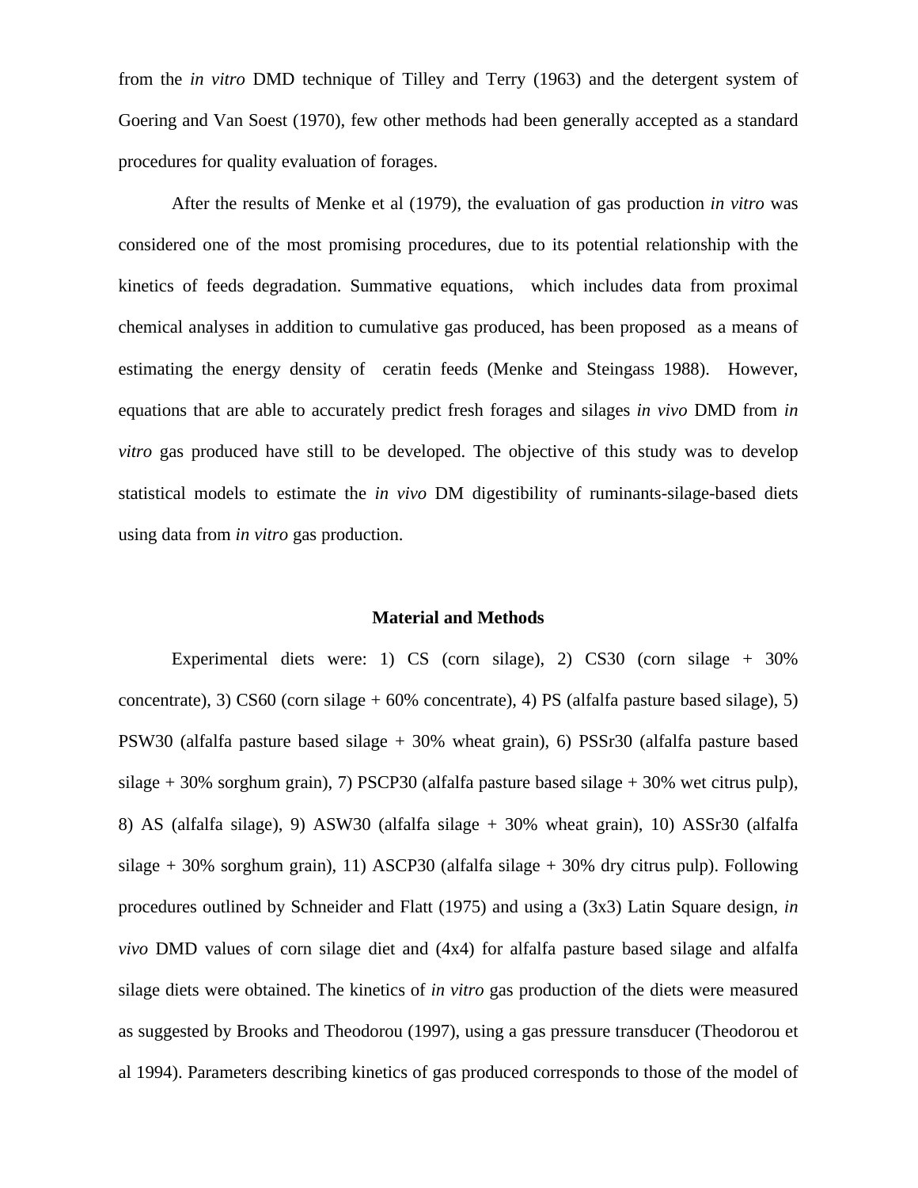from the *in vitro* DMD technique of Tilley and Terry (1963) and the detergent system of Goering and Van Soest (1970), few other methods had been generally accepted as a standard procedures for quality evaluation of forages.

After the results of Menke et al (1979), the evaluation of gas production *in vitro* was considered one of the most promising procedures, due to its potential relationship with the kinetics of feeds degradation. Summative equations, which includes data from proximal chemical analyses in addition to cumulative gas produced, has been proposed as a means of estimating the energy density of ceratin feeds (Menke and Steingass 1988). However, equations that are able to accurately predict fresh forages and silages *in vivo* DMD from *in vitro* gas produced have still to be developed. The objective of this study was to develop statistical models to estimate the *in vivo* DM digestibility of ruminants-silage-based diets using data from *in vitro* gas production.

## Material and Methods

Experimental diets were: 1) CS (corn silage), 2) CS30 (corn silage + 30% concentrate), 3) CS60 (corn silage + 60% concentrate), 4) PS (alfalfa pasture based silage), 5) PSW30 (alfalfa pasture based silage + 30% wheat grain), 6) PSSr30 (alfalfa pasture based silage + 30% sorghum grain), 7) PSCP30 (alfalfa pasture based silage + 30% wet citrus pulp), 8) AS (alfalfa silage), 9) ASW30 (alfalfa silage + 30% wheat grain), 10) ASSr30 (alfalfa silage + 30% sorghum grain), 11) ASCP30 (alfalfa silage + 30% dry citrus pulp). Following procedures outlined by Schneider and Flatt (1975) and using a (3x3) Latin Square design, *in vivo* DMD values of corn silage diet and (4x4) for alfalfa pasture based silage and alfalfa silage diets were obtained. The kinetics of *in vitro* gas production of the diets were measured as suggested by Brooks and Theodorou (1997), using a gas pressure transducer (Theodorou et al 1994). Parameters describing kinetics of gas produced corresponds to those of the model of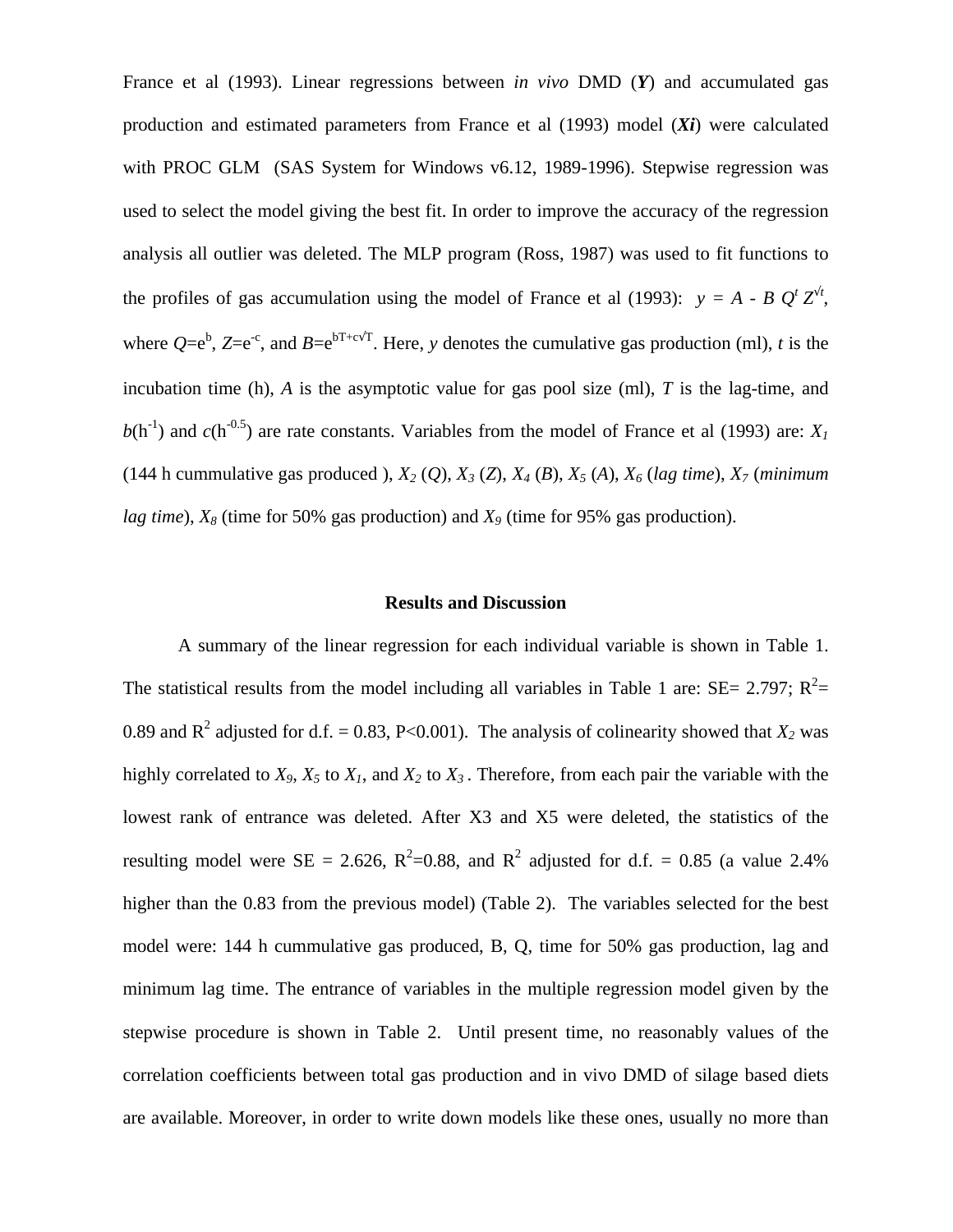France et al (1993). Linear regressions between *in vivo* DMD (***Y***) and accumulated gas production and estimated parameters from France et al (1993) model (***Xi***) were calculated with PROC GLM (SAS System for Windows v6.12, 1989-1996). Stepwise regression was used to select the model giving the best fit. In order to improve the accuracy of the regression analysis all outlier was deleted. The MLP program (Ross, 1987) was used to fit functions to the profiles of gas accumulation using the model of France et al (1993): $y = A - B\, Q^{t}\, Z^{\sqrt{t}}$, where $Q=e^{b}$, $Z=e^{-c}$, and $B=e^{bT+c\sqrt{T}}$. Here, $y$ denotes the cumulative gas production (ml), $t$ is the incubation time (h), $A$ is the asymptotic value for gas pool size (ml), $T$ is the lag-time, and $b(h^{-1})$ and $c(h^{-0.5})$ are rate constants. Variables from the model of France et al (1993) are: $X_1$ (144 h cummulative gas produced ), $X_2$ ($Q$), $X_3$ ($Z$), $X_4$ ($B$), $X_5$ ($A$), $X_6$ (*lag time*), $X_7$ (*minimum lag time*), $X_8$ (time for 50% gas production) and $X_9$ (time for 95% gas production).

## Results and Discussion

A summary of the linear regression for each individual variable is shown in Table 1. The statistical results from the model including all variables in Table 1 are: SE= 2.797; $R^2$= 0.89 and $R^2$ adjusted for d.f. = 0.83, $P<0.001$). The analysis of colinearity showed that $X_2$ was highly correlated to $X_9$, $X_5$ to $X_1$, and $X_2$ to $X_3$ . Therefore, from each pair the variable with the lowest rank of entrance was deleted. After X3 and X5 were deleted, the statistics of the resulting model were SE = 2.626, $R^2$=0.88, and $R^2$ adjusted for d.f. = 0.85 (a value 2.4% higher than the 0.83 from the previous model) (Table 2). The variables selected for the best model were: 144 h cummulative gas produced, B, Q, time for 50% gas production, lag and minimum lag time. The entrance of variables in the multiple regression model given by the stepwise procedure is shown in Table 2. Until present time, no reasonably values of the correlation coefficients between total gas production and in vivo DMD of silage based diets are available. Moreover, in order to write down models like these ones, usually no more than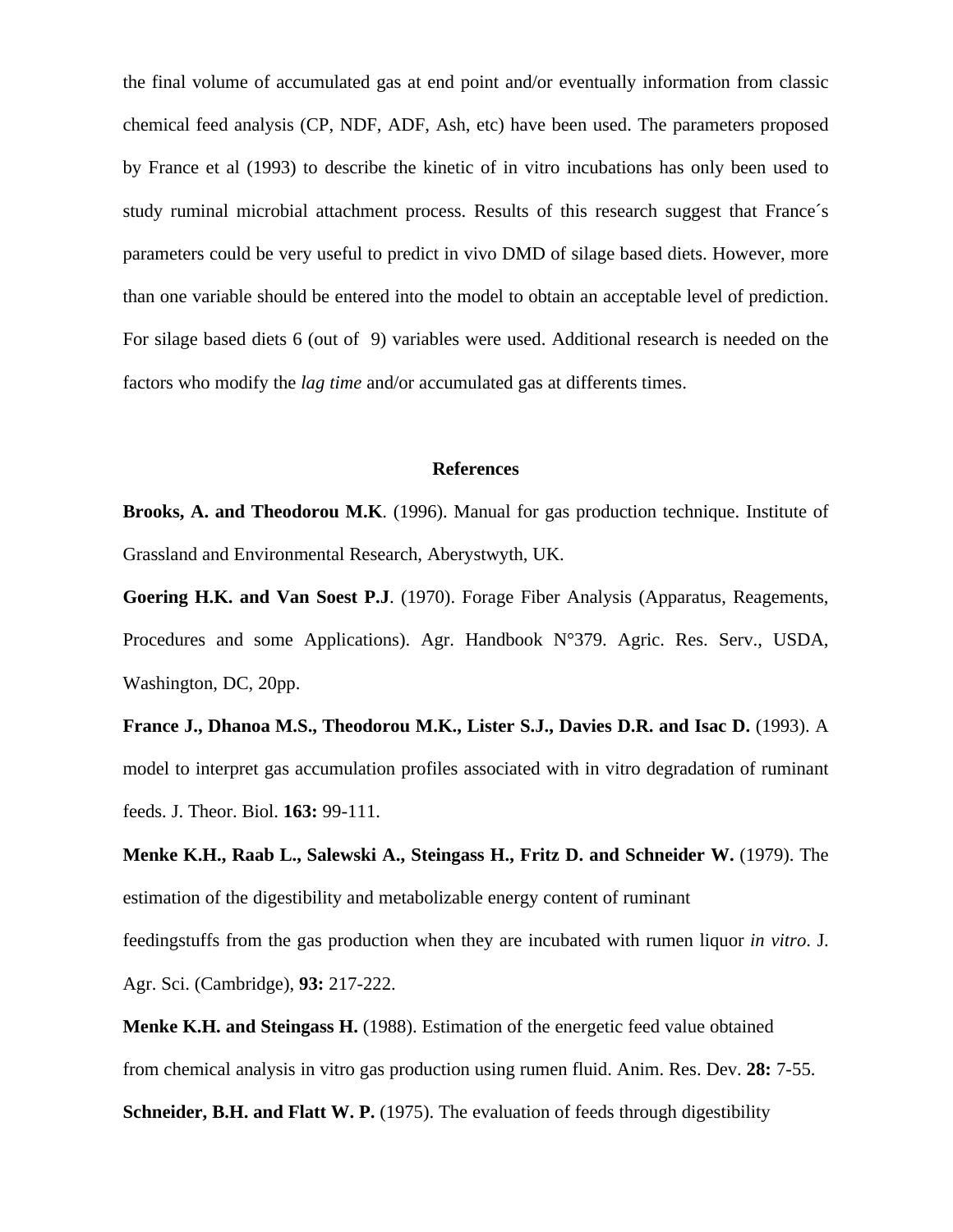the final volume of accumulated gas at end point and/or eventually information from classic chemical feed analysis (CP, NDF, ADF, Ash, etc) have been used. The parameters proposed by France et al (1993) to describe the kinetic of in vitro incubations has only been used to study ruminal microbial attachment process. Results of this research suggest that France´s parameters could be very useful to predict in vivo DMD of silage based diets. However, more than one variable should be entered into the model to obtain an acceptable level of prediction. For silage based diets 6 (out of 9) variables were used. Additional research is needed on the factors who modify the *lag time* and/or accumulated gas at differents times.

## References

**Brooks, A. and Theodorou M.K**. (1996). Manual for gas production technique. Institute of Grassland and Environmental Research, Aberystwyth, UK.

**Goering H.K. and Van Soest P.J**. (1970). Forage Fiber Analysis (Apparatus, Reagements, Procedures and some Applications). Agr. Handbook N°379. Agric. Res. Serv., USDA, Washington, DC, 20pp.

**France J., Dhanoa M.S., Theodorou M.K., Lister S.J., Davies D.R. and Isac D.** (1993). A model to interpret gas accumulation profiles associated with in vitro degradation of ruminant feeds. J. Theor. Biol. **163:** 99-111.

**Menke K.H., Raab L., Salewski A., Steingass H., Fritz D. and Schneider W.** (1979). The estimation of the digestibility and metabolizable energy content of ruminant feedingstuffs from the gas production when they are incubated with rumen liquor *in vitro*. J. Agr. Sci. (Cambridge), **93:** 217-222.

**Menke K.H. and Steingass H.** (1988). Estimation of the energetic feed value obtained from chemical analysis in vitro gas production using rumen fluid. Anim. Res. Dev. **28:** 7-55.

**Schneider, B.H. and Flatt W. P.** (1975). The evaluation of feeds through digestibility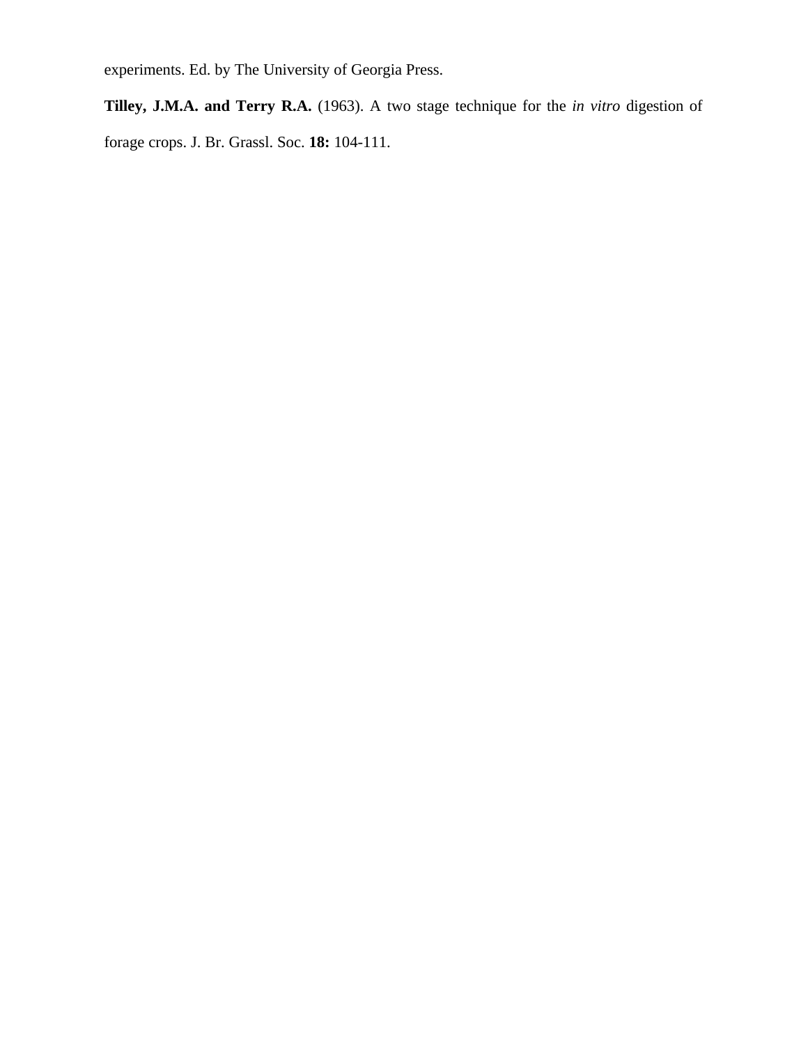experiments. Ed. by The University of Georgia Press.

**Tilley, J.M.A. and Terry R.A.** (1963). A two stage technique for the *in vitro* digestion of forage crops. J. Br. Grassl. Soc. **18:** 104-111.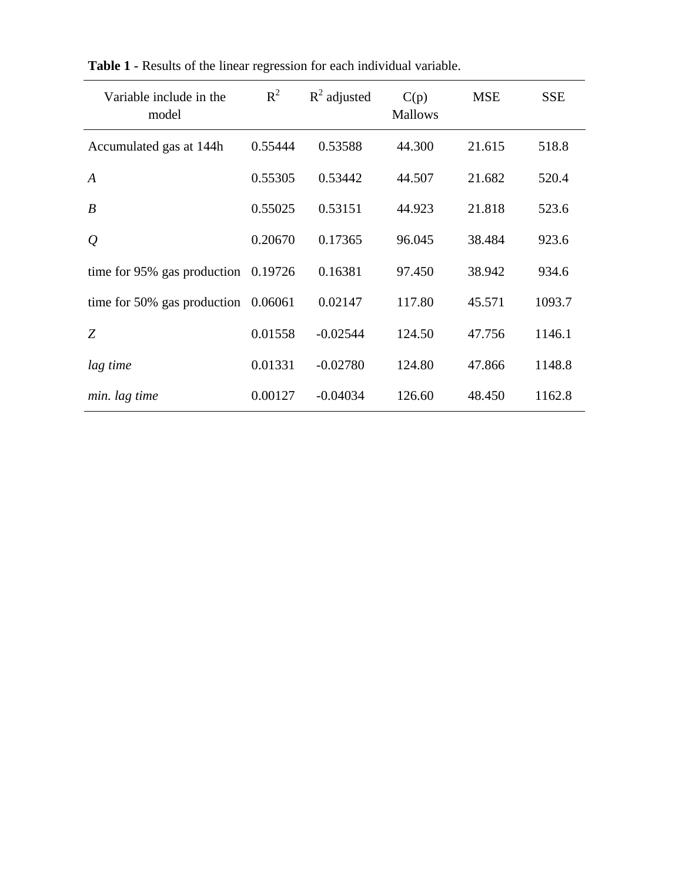**Table 1 -** Results of the linear regression for each individual variable.

| Variable include in the model | $R^2$ | $R^2$ adjusted | C(p) Mallows | MSE | SSE |
|---|---|---|---|---|---|
| Accumulated gas at 144h | 0.55444 | 0.53588 | 44.300 | 21.615 | 518.8 |
| *A* | 0.55305 | 0.53442 | 44.507 | 21.682 | 520.4 |
| *B* | 0.55025 | 0.53151 | 44.923 | 21.818 | 523.6 |
| *Q* | 0.20670 | 0.17365 | 96.045 | 38.484 | 923.6 |
| time for 95% gas production | 0.19726 | 0.16381 | 97.450 | 38.942 | 934.6 |
| time for 50% gas production | 0.06061 | 0.02147 | 117.80 | 45.571 | 1093.7 |
| *Z* | 0.01558 | -0.02544 | 124.50 | 47.756 | 1146.1 |
| *lag time* | 0.01331 | -0.02780 | 124.80 | 47.866 | 1148.8 |
| *min. lag time* | 0.00127 | -0.04034 | 126.60 | 48.450 | 1162.8 |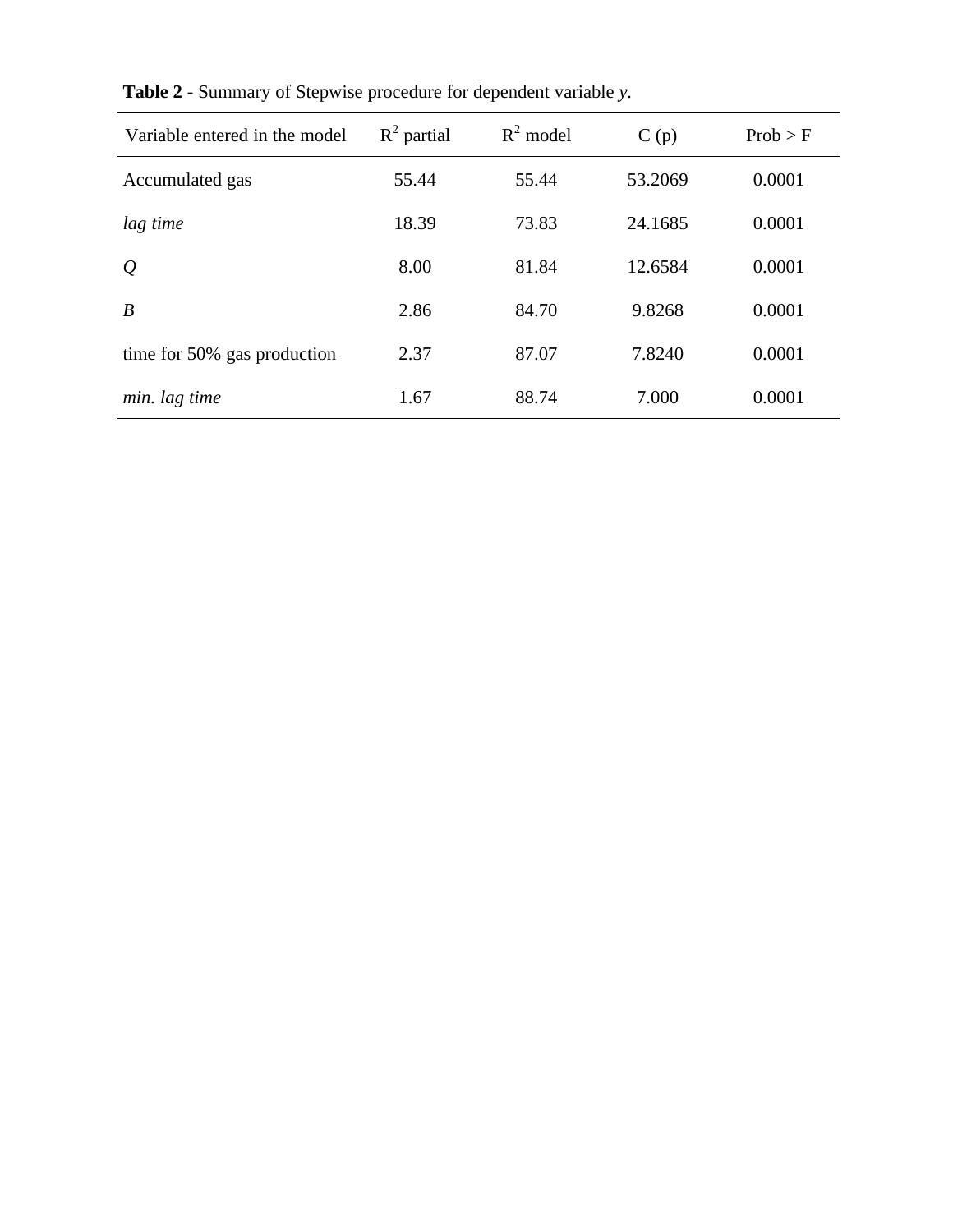**Table 2 -** Summary of Stepwise procedure for dependent variable *y*.

| Variable entered in the model | $R^2$ partial | $R^2$ model | C (p) | Prob > F |
|---|---|---|---|---|
| Accumulated gas | 55.44 | 55.44 | 53.2069 | 0.0001 |
| *lag time* | 18.39 | 73.83 | 24.1685 | 0.0001 |
| *Q* | 8.00 | 81.84 | 12.6584 | 0.0001 |
| *B* | 2.86 | 84.70 | 9.8268 | 0.0001 |
| time for 50% gas production | 2.37 | 87.07 | 7.8240 | 0.0001 |
| *min. lag time* | 1.67 | 88.74 | 7.000 | 0.0001 |